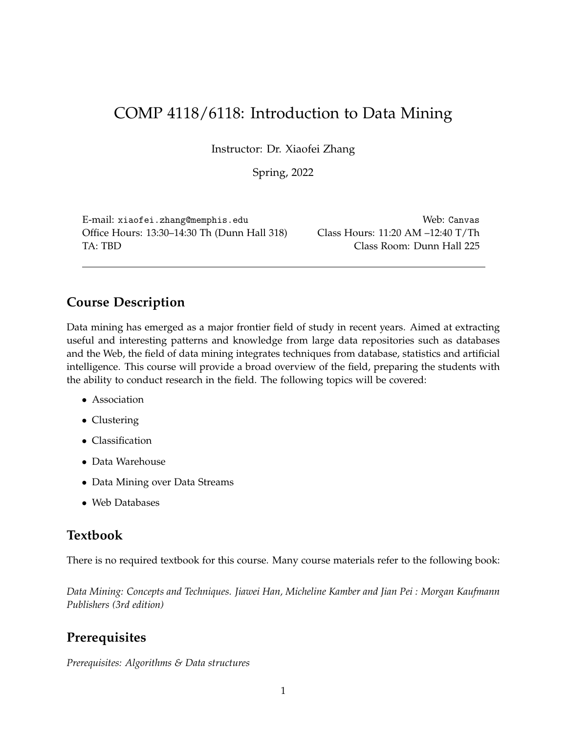# COMP 4118/6118: Introduction to Data Mining

Instructor: Dr. Xiaofei Zhang

Spring, 2022

E-mail: xiaofei.zhang@memphis.edu
Office Hours: 13:30–14:30 Th (Dunn Hall 318)
TA: TBD

Web: Canvas
Class Hours: 11:20 AM –12:40 T/Th
Class Room: Dunn Hall 225

---

## Course Description

Data mining has emerged as a major frontier field of study in recent years. Aimed at extracting useful and interesting patterns and knowledge from large data repositories such as databases and the Web, the field of data mining integrates techniques from database, statistics and artificial intelligence. This course will provide a broad overview of the field, preparing the students with the ability to conduct research in the field. The following topics will be covered:

- Association
- Clustering
- Classification
- Data Warehouse
- Data Mining over Data Streams
- Web Databases

## Textbook

There is no required textbook for this course. Many course materials refer to the following book:

*Data Mining: Concepts and Techniques. Jiawei Han, Micheline Kamber and Jian Pei : Morgan Kaufmann Publishers (3rd edition)*

## Prerequisites

*Prerequisites: Algorithms & Data structures*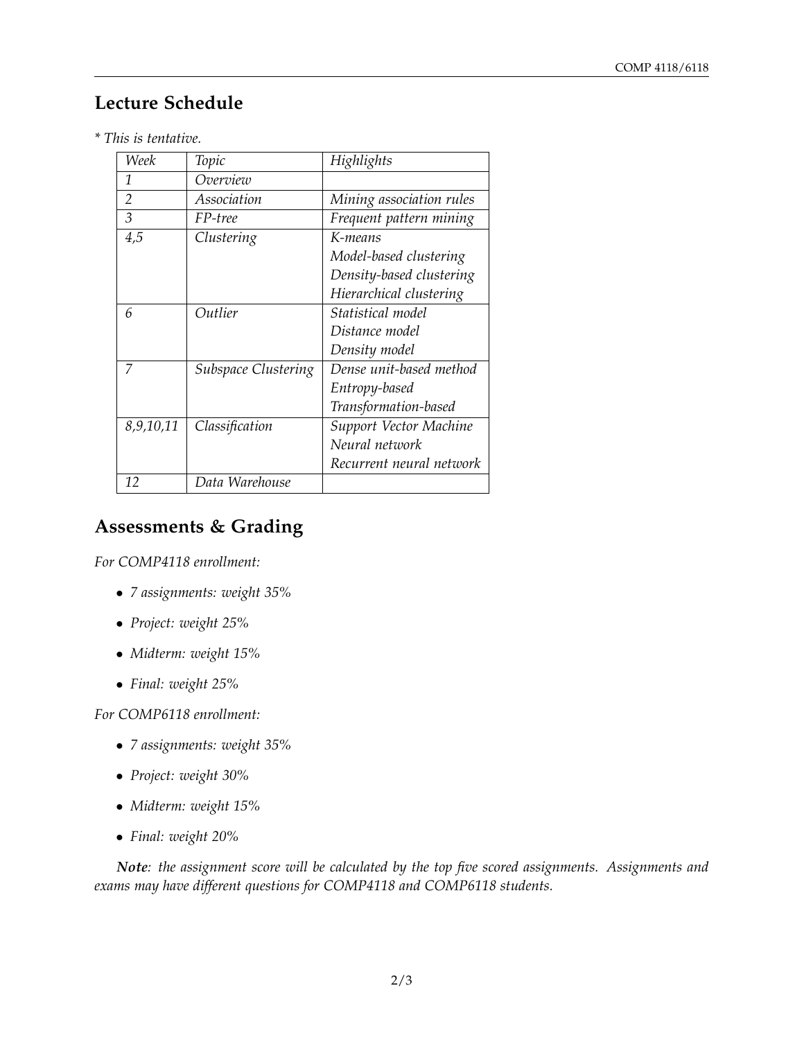## Lecture Schedule

*\* This is tentative.*

| *Week* | *Topic* | *Highlights* |
|---|---|---|
| *1* | *Overview* | |
| *2* | *Association* | *Mining association rules* |
| *3* | *FP-tree* | *Frequent pattern mining* |
| *4,5* | *Clustering* | *K-means*<br>*Model-based clustering*<br>*Density-based clustering*<br>*Hierarchical clustering* |
| *6* | *Outlier* | *Statistical model*<br>*Distance model*<br>*Density model* |
| *7* | *Subspace Clustering* | *Dense unit-based method*<br>*Entropy-based*<br>*Transformation-based* |
| *8,9,10,11* | *Classification* | *Support Vector Machine*<br>*Neural network*<br>*Recurrent neural network* |
| *12* | *Data Warehouse* | |

## Assessments & Grading

*For COMP4118 enrollment:*

- *7 assignments: weight 35%*
- *Project: weight 25%*
- *Midterm: weight 15%*
- *Final: weight 25%*

*For COMP6118 enrollment:*

- *7 assignments: weight 35%*
- *Project: weight 30%*
- *Midterm: weight 15%*
- *Final: weight 20%*

***Note**: the assignment score will be calculated by the top five scored assignments. Assignments and exams may have different questions for COMP4118 and COMP6118 students.*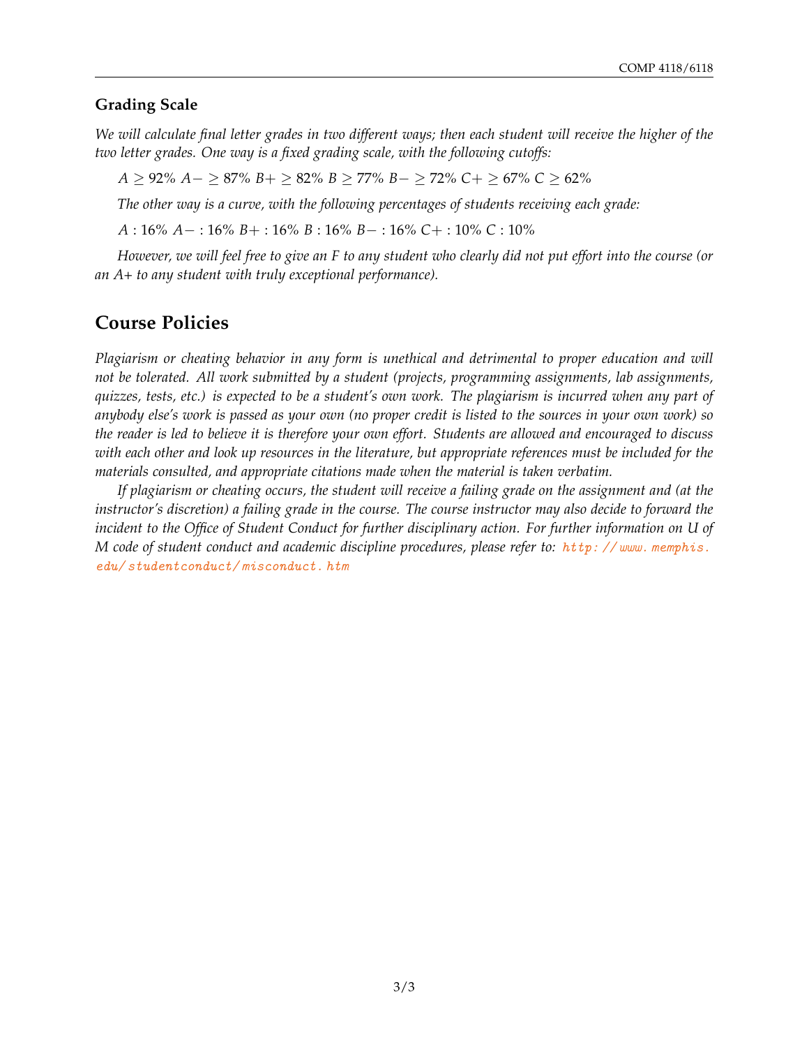### Grading Scale

*We will calculate final letter grades in two different ways; then each student will receive the higher of the two letter grades. One way is a fixed grading scale, with the following cutoffs:*

$A \geq 92\%$ $A- \geq 87\%$ $B+ \geq 82\%$ $B \geq 77\%$ $B- \geq 72\%$ $C+ \geq 67\%$ $C \geq 62\%$

*The other way is a curve, with the following percentages of students receiving each grade:*

$A : 16\%$ $A- : 16\%$ $B+ : 16\%$ $B : 16\%$ $B- : 16\%$ $C+ : 10\%$ $C : 10\%$

*However, we will feel free to give an F to any student who clearly did not put effort into the course (or an A+ to any student with truly exceptional performance).*

## Course Policies

*Plagiarism or cheating behavior in any form is unethical and detrimental to proper education and will not be tolerated. All work submitted by a student (projects, programming assignments, lab assignments, quizzes, tests, etc.) is expected to be a student's own work. The plagiarism is incurred when any part of anybody else's work is passed as your own (no proper credit is listed to the sources in your own work) so the reader is led to believe it is therefore your own effort. Students are allowed and encouraged to discuss with each other and look up resources in the literature, but appropriate references must be included for the materials consulted, and appropriate citations made when the material is taken verbatim.*

*If plagiarism or cheating occurs, the student will receive a failing grade on the assignment and (at the instructor's discretion) a failing grade in the course. The course instructor may also decide to forward the incident to the Office of Student Conduct for further disciplinary action. For further information on U of M code of student conduct and academic discipline procedures, please refer to:* http://www.memphis.edu/studentconduct/misconduct.htm